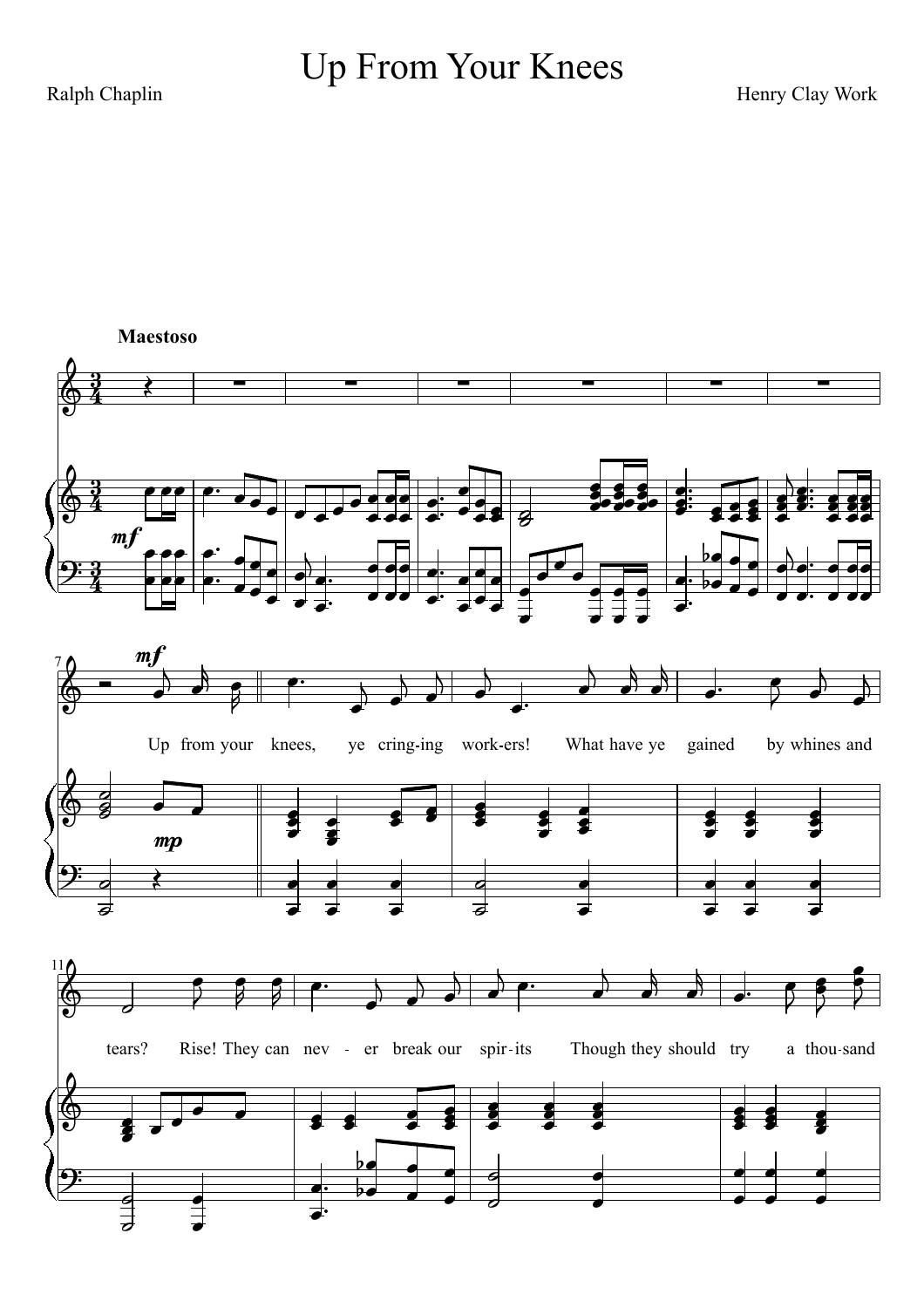# Up From Your Knees

Ralph Chaplin

Henry Clay Work

**Maestoso**

*mf*

*mf*

*mp*

Up from your knees, ye cring-ing work-ers! What have ye gained by whines and tears? Rise! They can nev - er break our spir-its Though they should try a thou-sand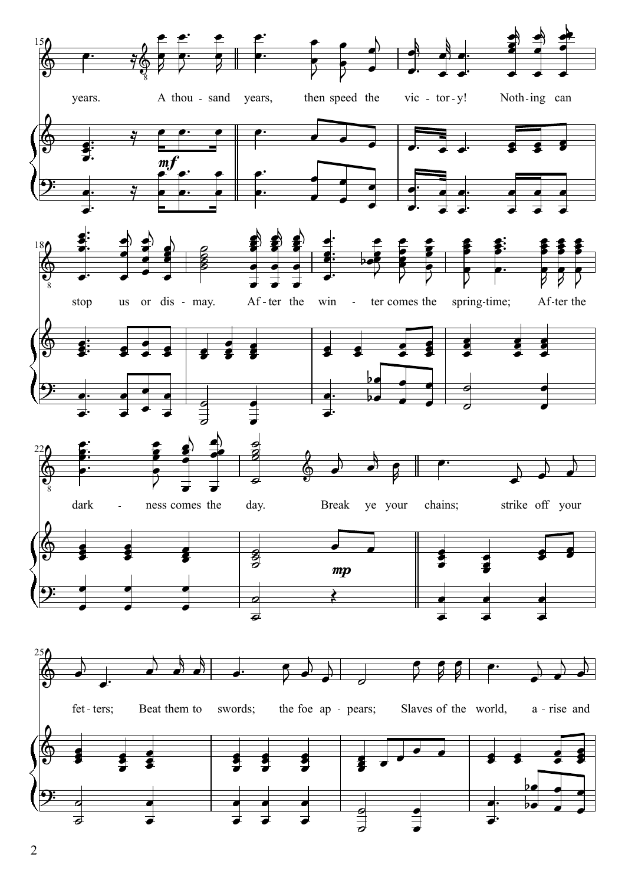years. A thou - sand years, then speed the vic - tor - y! Noth - ing can

stop us or dis - may. Af - ter the win - ter comes the spring-time; Af - ter the

dark - ness comes the day. Break ye your chains; strike off your

fet - ters; Beat them to swords; the foe ap - pears; Slaves of the world, a - rise and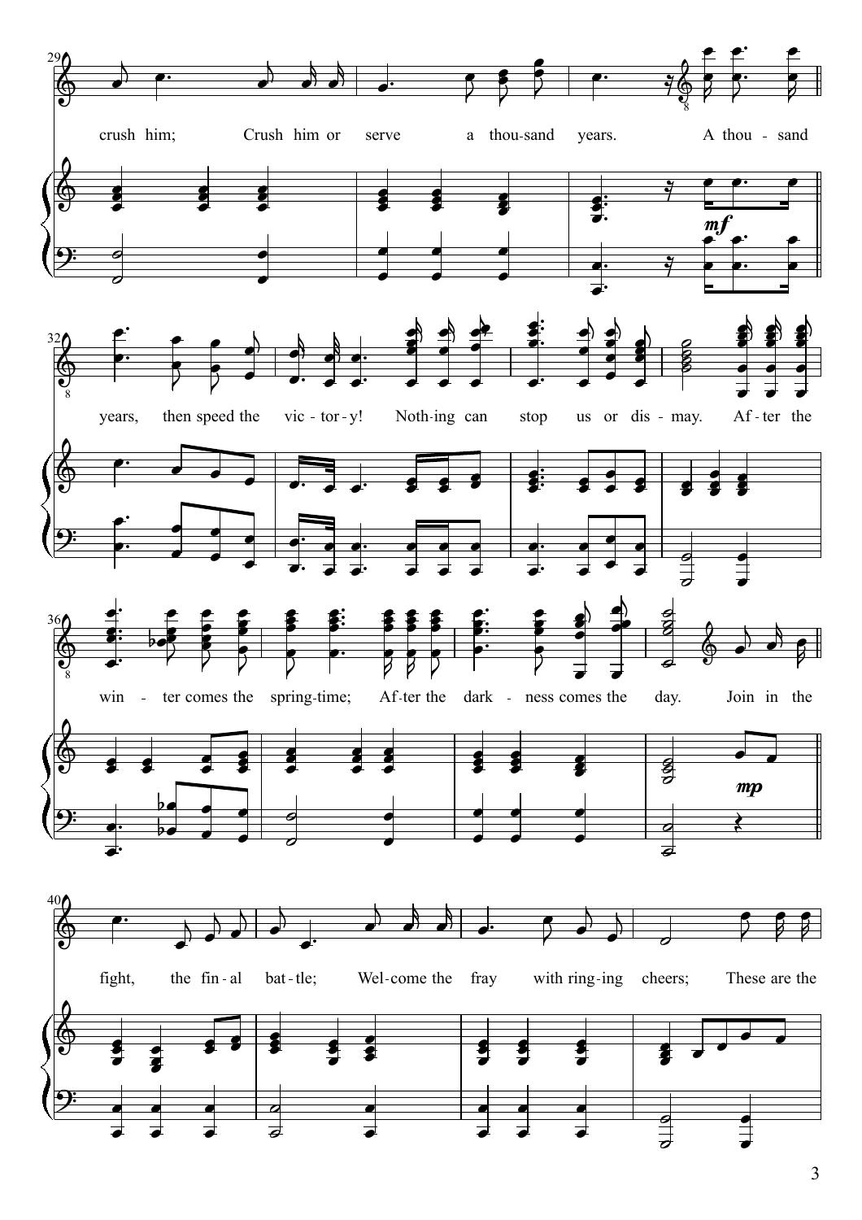crush him; Crush him or serve a thou-sand years. A thou - sand

years, then speed the vic - tor - y! Noth-ing can stop us or dis - may. Af - ter the

win - ter comes the spring-time; Af-ter the dark - ness comes the day. Join in the

fight, the fin - al bat - tle; Wel-come the fray with ring-ing cheers; These are the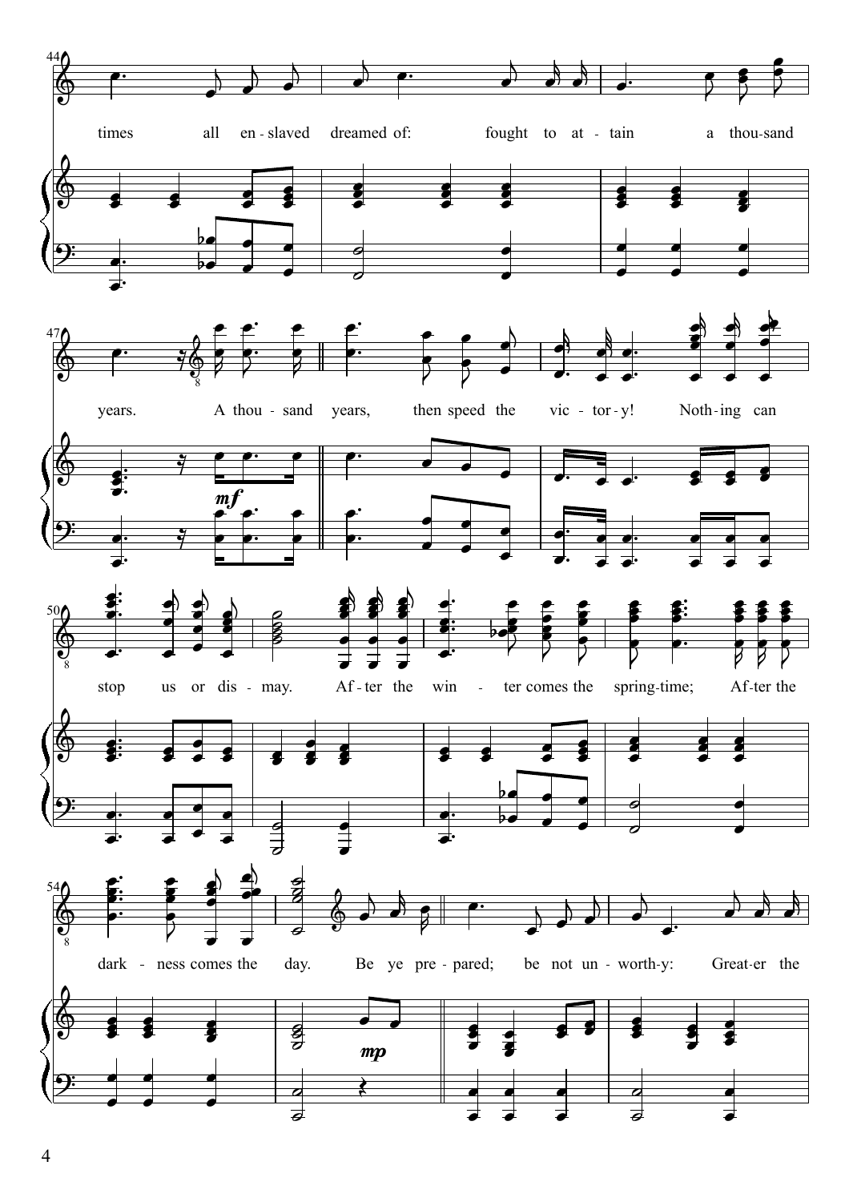times all en - slaved dreamed of: fought to at - tain a thou-sand

years. A thou - sand years, then speed the vic - tor - y! Noth - ing can

*mf*

stop us or dis - may. Af - ter the win - ter comes the spring-time; Af - ter the

dark - ness comes the day. Be ye pre - pared; be not un - worth - y: Great - er the

*mp*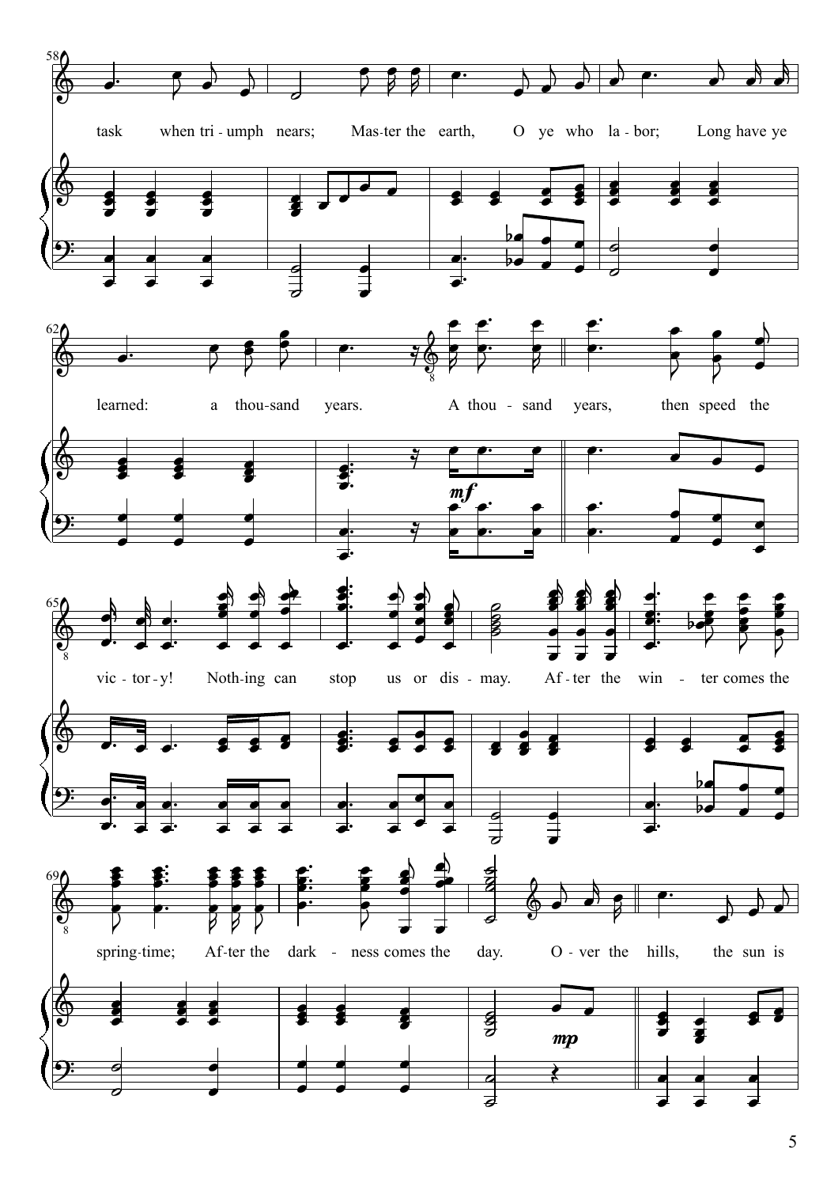task when tri - umph nears; Mas - ter the earth, O ye who la - bor; Long have ye

learned: a thou - sand years. A thou - sand years, then speed the

vic - tor - y! Noth - ing can stop us or dis - may. Af - ter the win - ter comes the

spring - time; Af - ter the dark - ness comes the day. O - ver the hills, the sun is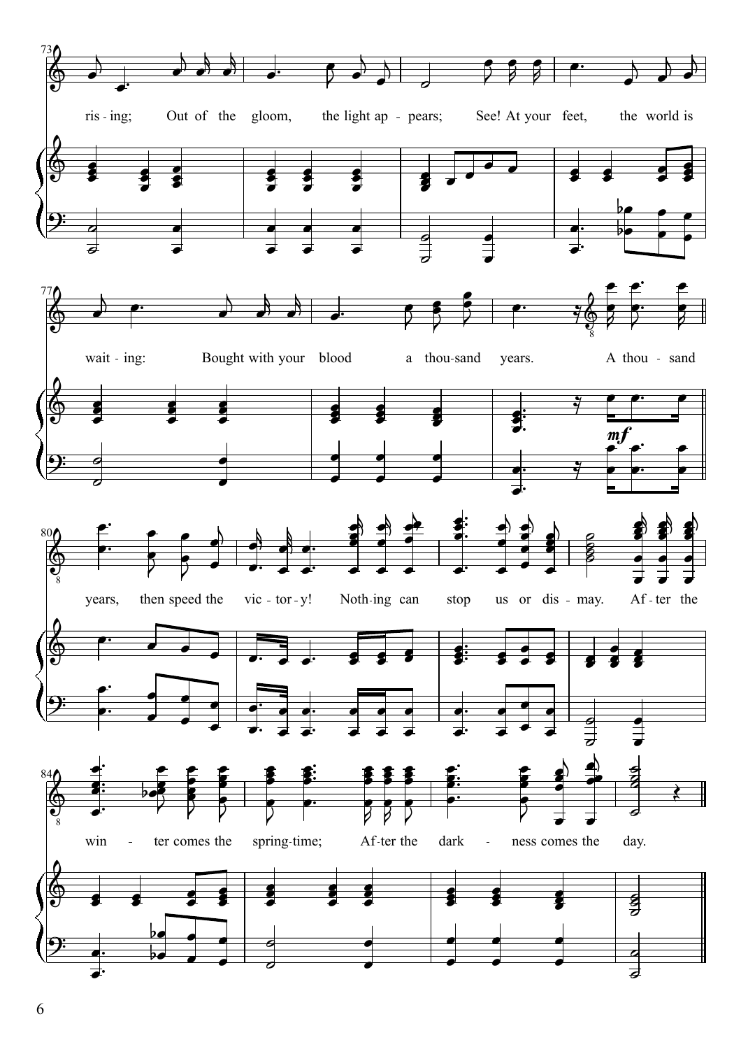ris - ing; Out of the gloom, the light ap - pears; See! At your feet, the world is

wait - ing: Bought with your blood a thou-sand years. A thou - sand

years, then speed the vic - tor - y! Noth-ing can stop us or dis - may. Af - ter the

win - ter comes the spring-time; Af-ter the dark - ness comes the day.